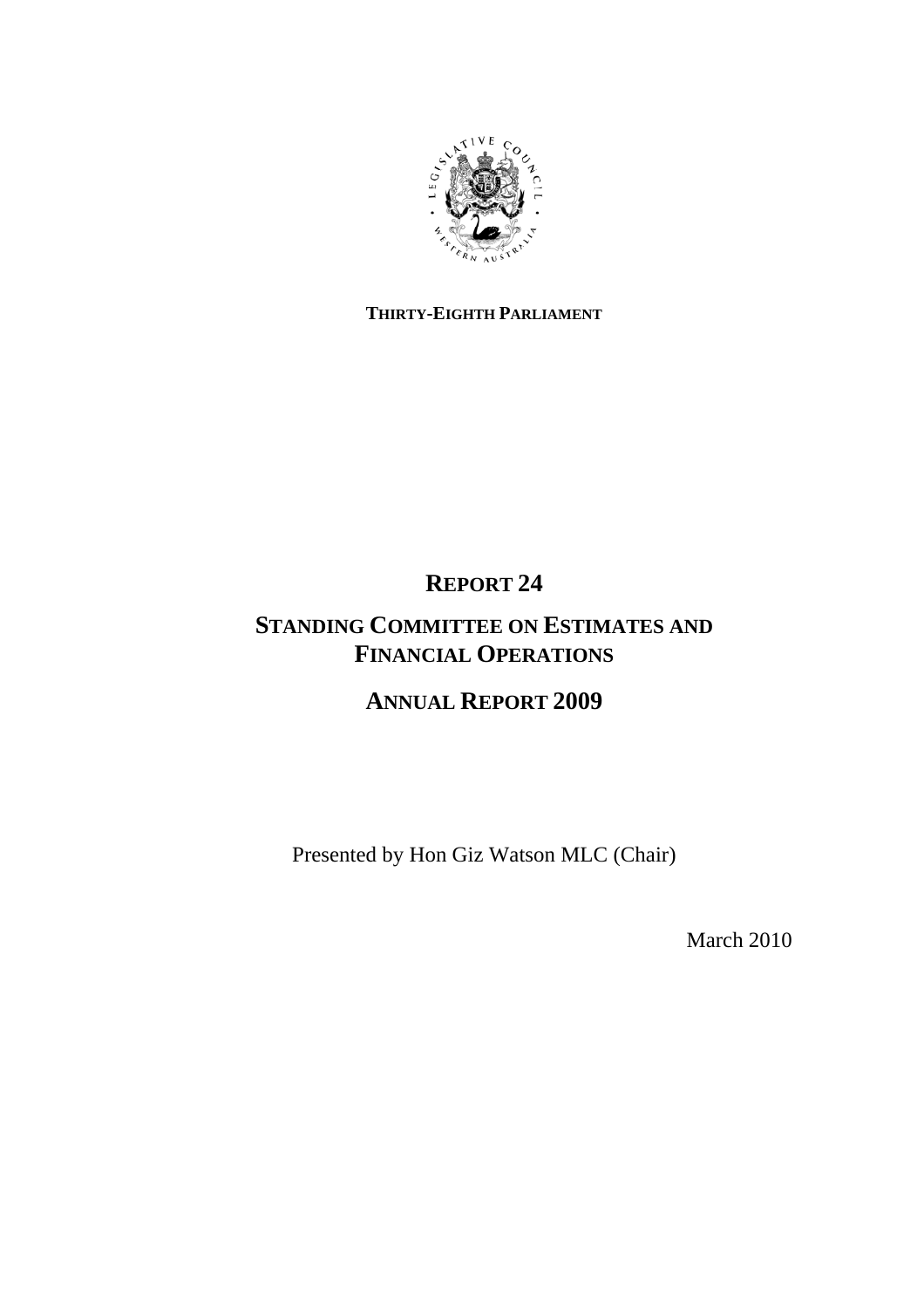**THIRTY-EIGHTH PARLIAMENT**

# REPORT 24

# STANDING COMMITTEE ON ESTIMATES AND FINANCIAL OPERATIONS

# ANNUAL REPORT 2009

Presented by Hon Giz Watson MLC (Chair)

March 2010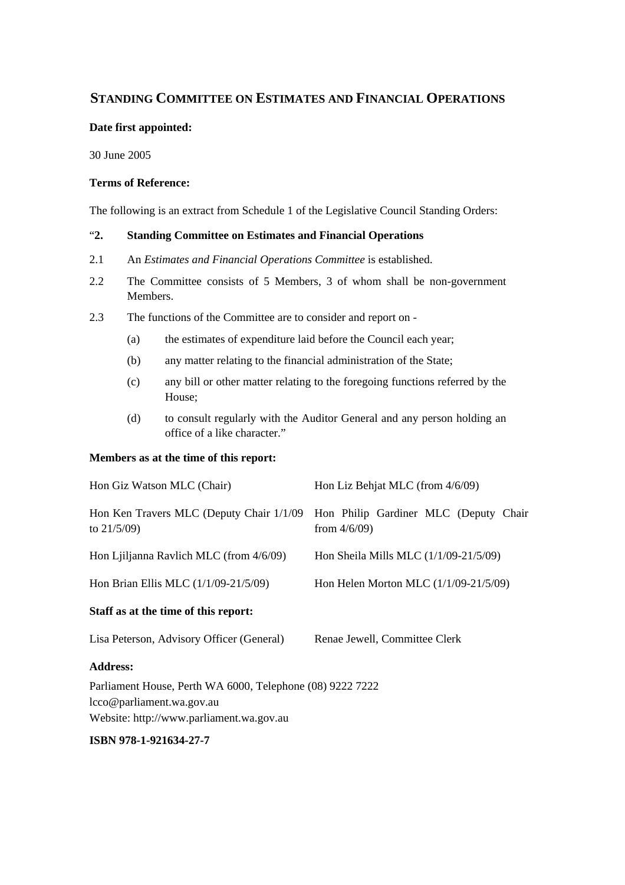# STANDING COMMITTEE ON ESTIMATES AND FINANCIAL OPERATIONS

**Date first appointed:**

30 June 2005

**Terms of Reference:**

The following is an extract from Schedule 1 of the Legislative Council Standing Orders:

"**2. Standing Committee on Estimates and Financial Operations**

2.1 An *Estimates and Financial Operations Committee* is established.

2.2 The Committee consists of 5 Members, 3 of whom shall be non-government Members.

2.3 The functions of the Committee are to consider and report on -

(a) the estimates of expenditure laid before the Council each year;

(b) any matter relating to the financial administration of the State;

(c) any bill or other matter relating to the foregoing functions referred by the House;

(d) to consult regularly with the Auditor General and any person holding an office of a like character."

**Members as at the time of this report:**

| | |
|---|---|
| Hon Giz Watson MLC (Chair) | Hon Liz Behjat MLC (from 4/6/09) |
| Hon Ken Travers MLC (Deputy Chair 1/1/09 to 21/5/09) | Hon Philip Gardiner MLC (Deputy Chair from 4/6/09) |
| Hon Ljiljanna Ravlich MLC (from 4/6/09) | Hon Sheila Mills MLC (1/1/09-21/5/09) |
| Hon Brian Ellis MLC (1/1/09-21/5/09) | Hon Helen Morton MLC (1/1/09-21/5/09) |

**Staff as at the time of this report:**

| | |
|---|---|
| Lisa Peterson, Advisory Officer (General) | Renae Jewell, Committee Clerk |

**Address:**

Parliament House, Perth WA 6000, Telephone (08) 9222 7222
lcco@parliament.wa.gov.au
Website: http://www.parliament.wa.gov.au

**ISBN 978-1-921634-27-7**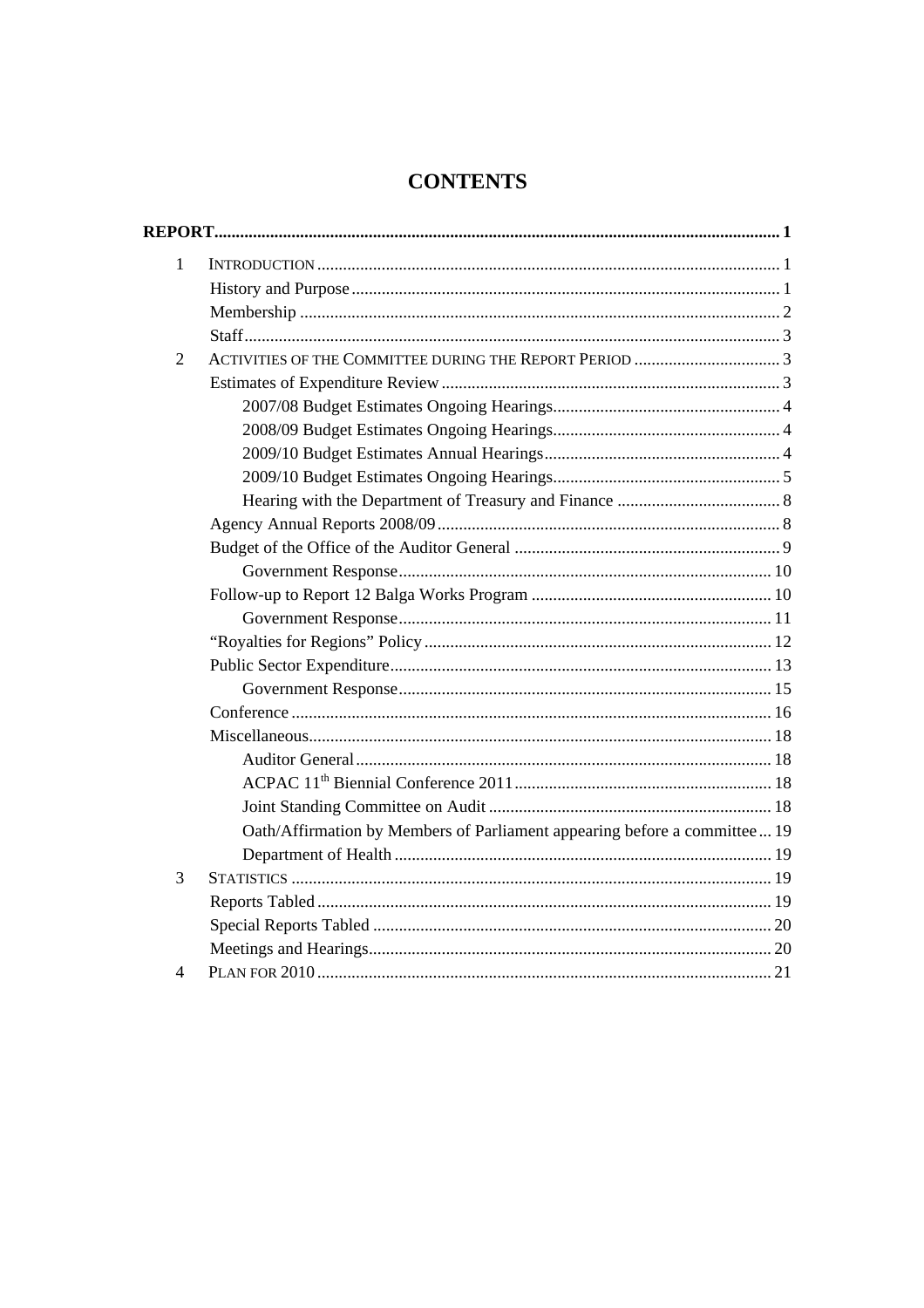# CONTENTS

**REPORT** ..... 1

1 INTRODUCTION ..... 1
- History and Purpose ..... 1
- Membership ..... 2
- Staff ..... 3

2 ACTIVITIES OF THE COMMITTEE DURING THE REPORT PERIOD ..... 3
- Estimates of Expenditure Review ..... 3
  - 2007/08 Budget Estimates Ongoing Hearings ..... 4
  - 2008/09 Budget Estimates Ongoing Hearings ..... 4
  - 2009/10 Budget Estimates Annual Hearings ..... 4
  - 2009/10 Budget Estimates Ongoing Hearings ..... 5
  - Hearing with the Department of Treasury and Finance ..... 8
- Agency Annual Reports 2008/09 ..... 8
- Budget of the Office of the Auditor General ..... 9
  - Government Response ..... 10
- Follow-up to Report 12 Balga Works Program ..... 10
  - Government Response ..... 11
- "Royalties for Regions" Policy ..... 12
- Public Sector Expenditure ..... 13
  - Government Response ..... 15
- Conference ..... 16
- Miscellaneous ..... 18
  - Auditor General ..... 18
  - ACPAC 11th Biennial Conference 2011 ..... 18
  - Joint Standing Committee on Audit ..... 18
  - Oath/Affirmation by Members of Parliament appearing before a committee ..... 19
  - Department of Health ..... 19

3 STATISTICS ..... 19
- Reports Tabled ..... 19
- Special Reports Tabled ..... 20
- Meetings and Hearings ..... 20

4 PLAN FOR 2010 ..... 21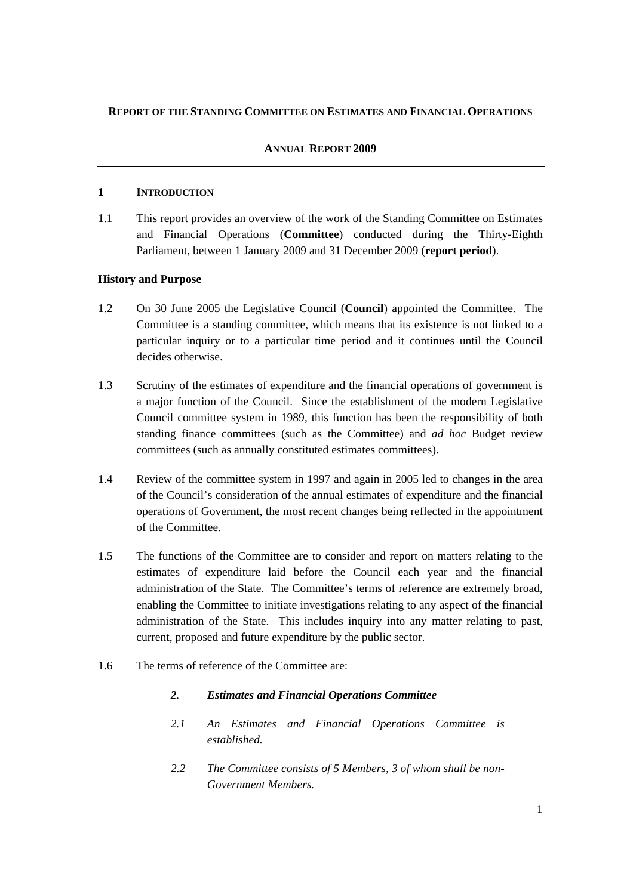**REPORT OF THE STANDING COMMITTEE ON ESTIMATES AND FINANCIAL OPERATIONS**

**ANNUAL REPORT 2009**

---

## 1 INTRODUCTION

1.1 This report provides an overview of the work of the Standing Committee on Estimates and Financial Operations (**Committee**) conducted during the Thirty-Eighth Parliament, between 1 January 2009 and 31 December 2009 (**report period**).

### History and Purpose

1.2 On 30 June 2005 the Legislative Council (**Council**) appointed the Committee. The Committee is a standing committee, which means that its existence is not linked to a particular inquiry or to a particular time period and it continues until the Council decides otherwise.

1.3 Scrutiny of the estimates of expenditure and the financial operations of government is a major function of the Council. Since the establishment of the modern Legislative Council committee system in 1989, this function has been the responsibility of both standing finance committees (such as the Committee) and *ad hoc* Budget review committees (such as annually constituted estimates committees).

1.4 Review of the committee system in 1997 and again in 2005 led to changes in the area of the Council's consideration of the annual estimates of expenditure and the financial operations of Government, the most recent changes being reflected in the appointment of the Committee.

1.5 The functions of the Committee are to consider and report on matters relating to the estimates of expenditure laid before the Council each year and the financial administration of the State. The Committee's terms of reference are extremely broad, enabling the Committee to initiate investigations relating to any aspect of the financial administration of the State. This includes inquiry into any matter relating to past, current, proposed and future expenditure by the public sector.

1.6 The terms of reference of the Committee are:

> ***2. Estimates and Financial Operations Committee***
>
> *2.1 An Estimates and Financial Operations Committee is established.*
>
> *2.2 The Committee consists of 5 Members, 3 of whom shall be non-Government Members.*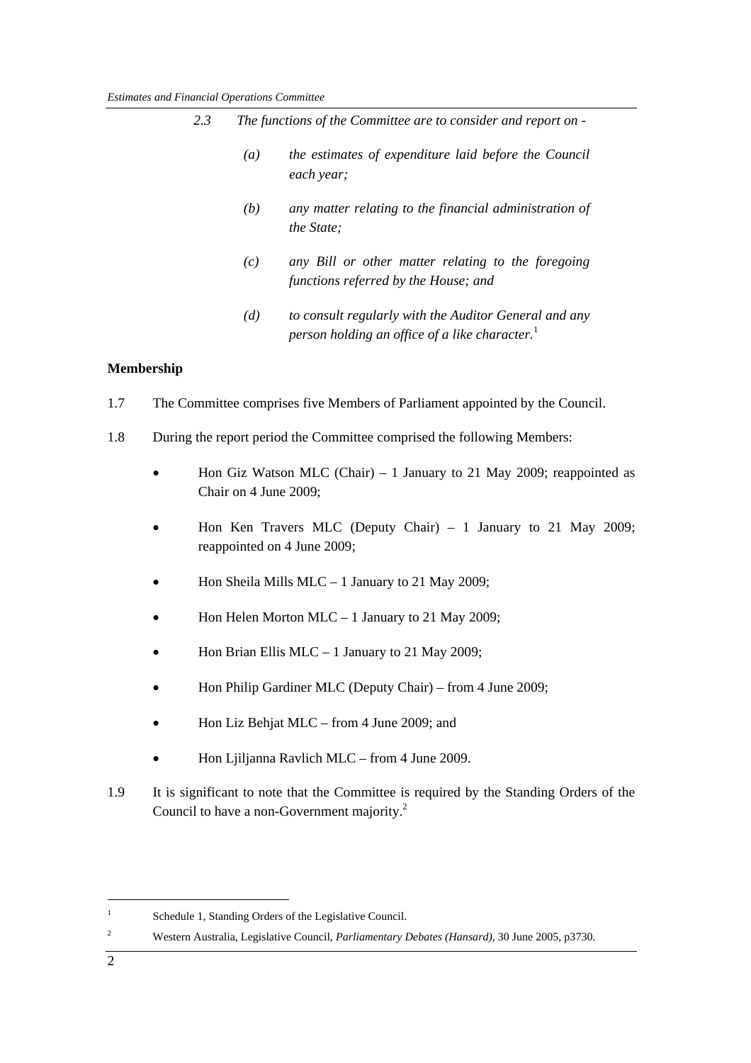> 2.3 *The functions of the Committee are to consider and report on -*
>
> *(a) the estimates of expenditure laid before the Council each year;*
>
> *(b) any matter relating to the financial administration of the State;*
>
> *(c) any Bill or other matter relating to the foregoing functions referred by the House; and*
>
> *(d) to consult regularly with the Auditor General and any person holding an office of a like character.*[1]

**Membership**

1.7 The Committee comprises five Members of Parliament appointed by the Council.

1.8 During the report period the Committee comprised the following Members:

- Hon Giz Watson MLC (Chair) – 1 January to 21 May 2009; reappointed as Chair on 4 June 2009;
- Hon Ken Travers MLC (Deputy Chair) – 1 January to 21 May 2009; reappointed on 4 June 2009;
- Hon Sheila Mills MLC – 1 January to 21 May 2009;
- Hon Helen Morton MLC – 1 January to 21 May 2009;
- Hon Brian Ellis MLC – 1 January to 21 May 2009;
- Hon Philip Gardiner MLC (Deputy Chair) – from 4 June 2009;
- Hon Liz Behjat MLC – from 4 June 2009; and
- Hon Ljiljanna Ravlich MLC – from 4 June 2009.

1.9 It is significant to note that the Committee is required by the Standing Orders of the Council to have a non-Government majority.[2]

---

[1] Schedule 1, Standing Orders of the Legislative Council.

[2] Western Australia, Legislative Council, *Parliamentary Debates (Hansard)*, 30 June 2005, p3730.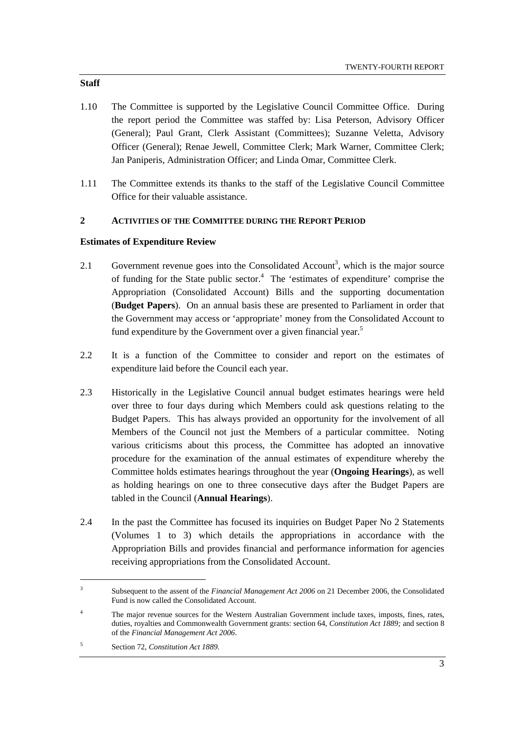**Staff**

1.10 The Committee is supported by the Legislative Council Committee Office. During the report period the Committee was staffed by: Lisa Peterson, Advisory Officer (General); Paul Grant, Clerk Assistant (Committees); Suzanne Veletta, Advisory Officer (General); Renae Jewell, Committee Clerk; Mark Warner, Committee Clerk; Jan Paniperis, Administration Officer; and Linda Omar, Committee Clerk.

1.11 The Committee extends its thanks to the staff of the Legislative Council Committee Office for their valuable assistance.

## 2 ACTIVITIES OF THE COMMITTEE DURING THE REPORT PERIOD

**Estimates of Expenditure Review**

2.1 Government revenue goes into the Consolidated Account[3], which is the major source of funding for the State public sector.[4] The 'estimates of expenditure' comprise the Appropriation (Consolidated Account) Bills and the supporting documentation (**Budget Papers**). On an annual basis these are presented to Parliament in order that the Government may access or 'appropriate' money from the Consolidated Account to fund expenditure by the Government over a given financial year.[5]

2.2 It is a function of the Committee to consider and report on the estimates of expenditure laid before the Council each year.

2.3 Historically in the Legislative Council annual budget estimates hearings were held over three to four days during which Members could ask questions relating to the Budget Papers. This has always provided an opportunity for the involvement of all Members of the Council not just the Members of a particular committee. Noting various criticisms about this process, the Committee has adopted an innovative procedure for the examination of the annual estimates of expenditure whereby the Committee holds estimates hearings throughout the year (**Ongoing Hearings**), as well as holding hearings on one to three consecutive days after the Budget Papers are tabled in the Council (**Annual Hearings**).

2.4 In the past the Committee has focused its inquiries on Budget Paper No 2 Statements (Volumes 1 to 3) which details the appropriations in accordance with the Appropriation Bills and provides financial and performance information for agencies receiving appropriations from the Consolidated Account.

---

[3] Subsequent to the assent of the *Financial Management Act 2006* on 21 December 2006, the Consolidated Fund is now called the Consolidated Account.

[4] The major revenue sources for the Western Australian Government include taxes, imposts, fines, rates, duties, royalties and Commonwealth Government grants: section 64, *Constitution Act 1889;* and section 8 of the *Financial Management Act 2006*.

[5] Section 72, *Constitution Act 1889.*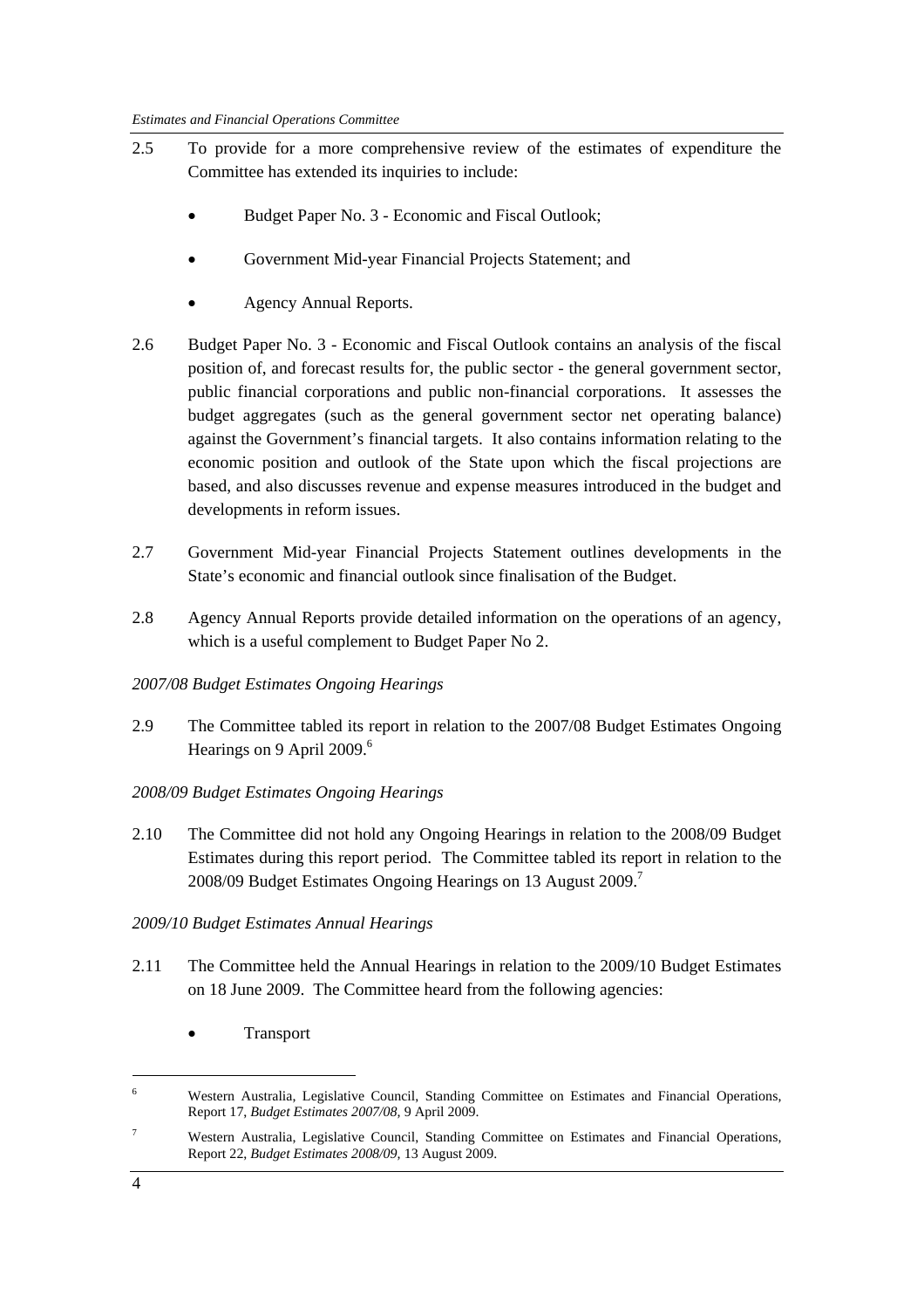2.5 To provide for a more comprehensive review of the estimates of expenditure the Committee has extended its inquiries to include:

- Budget Paper No. 3 - Economic and Fiscal Outlook;
- Government Mid-year Financial Projects Statement; and
- Agency Annual Reports.

2.6 Budget Paper No. 3 - Economic and Fiscal Outlook contains an analysis of the fiscal position of, and forecast results for, the public sector - the general government sector, public financial corporations and public non-financial corporations. It assesses the budget aggregates (such as the general government sector net operating balance) against the Government's financial targets. It also contains information relating to the economic position and outlook of the State upon which the fiscal projections are based, and also discusses revenue and expense measures introduced in the budget and developments in reform issues.

2.7 Government Mid-year Financial Projects Statement outlines developments in the State's economic and financial outlook since finalisation of the Budget.

2.8 Agency Annual Reports provide detailed information on the operations of an agency, which is a useful complement to Budget Paper No 2.

*2007/08 Budget Estimates Ongoing Hearings*

2.9 The Committee tabled its report in relation to the 2007/08 Budget Estimates Ongoing Hearings on 9 April 2009.[6]

*2008/09 Budget Estimates Ongoing Hearings*

2.10 The Committee did not hold any Ongoing Hearings in relation to the 2008/09 Budget Estimates during this report period. The Committee tabled its report in relation to the 2008/09 Budget Estimates Ongoing Hearings on 13 August 2009.[7]

*2009/10 Budget Estimates Annual Hearings*

2.11 The Committee held the Annual Hearings in relation to the 2009/10 Budget Estimates on 18 June 2009. The Committee heard from the following agencies:

- Transport

---

[6] Western Australia, Legislative Council, Standing Committee on Estimates and Financial Operations, Report 17, *Budget Estimates 2007/08*, 9 April 2009.

[7] Western Australia, Legislative Council, Standing Committee on Estimates and Financial Operations, Report 22, *Budget Estimates 2008/09*, 13 August 2009.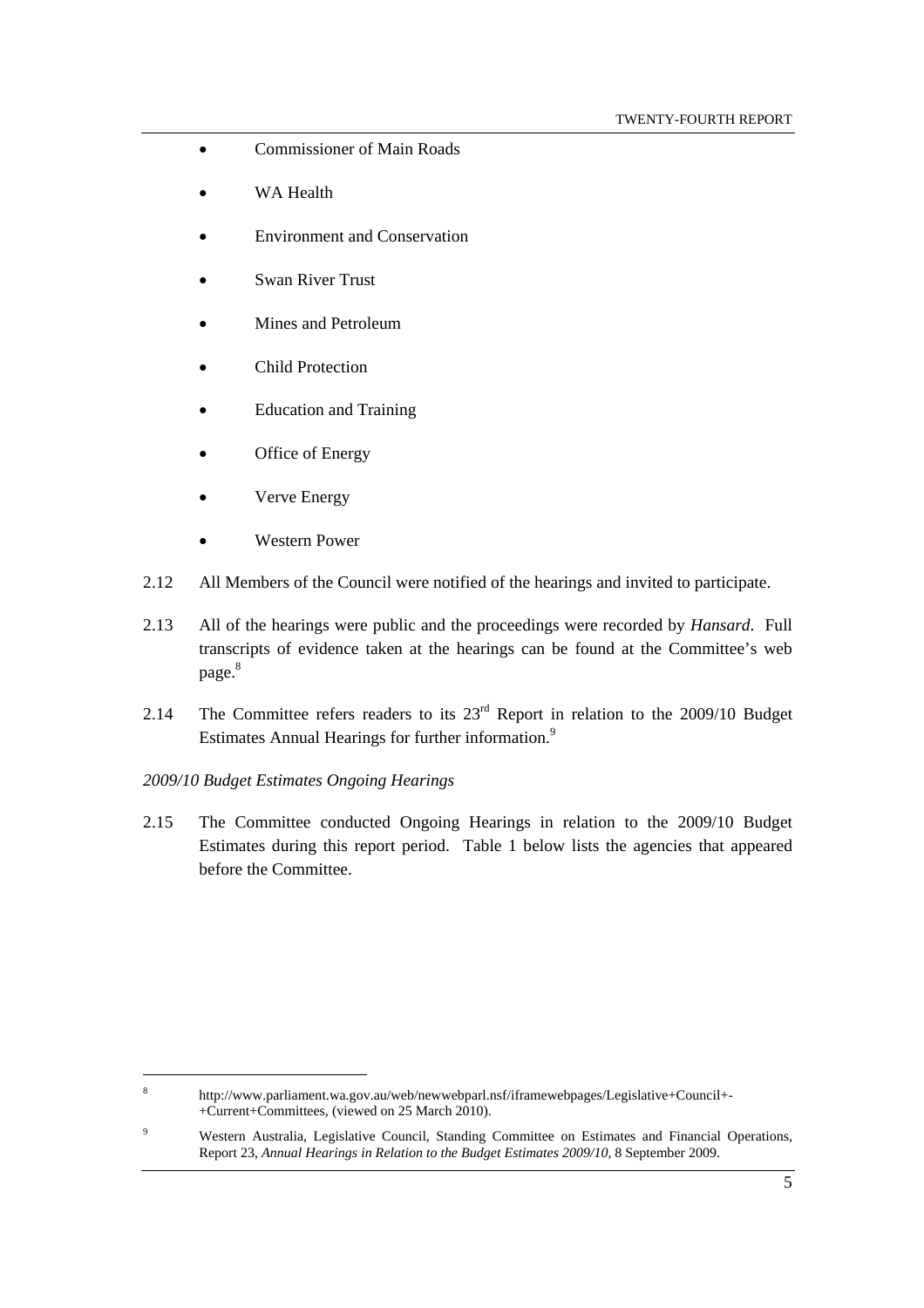- Commissioner of Main Roads
- WA Health
- Environment and Conservation
- Swan River Trust
- Mines and Petroleum
- Child Protection
- Education and Training
- Office of Energy
- Verve Energy
- Western Power

2.12 All Members of the Council were notified of the hearings and invited to participate.

2.13 All of the hearings were public and the proceedings were recorded by *Hansard*. Full transcripts of evidence taken at the hearings can be found at the Committee's web page.[8]

2.14 The Committee refers readers to its 23rd Report in relation to the 2009/10 Budget Estimates Annual Hearings for further information.[9]

*2009/10 Budget Estimates Ongoing Hearings*

2.15 The Committee conducted Ongoing Hearings in relation to the 2009/10 Budget Estimates during this report period. Table 1 below lists the agencies that appeared before the Committee.

---

[8] http://www.parliament.wa.gov.au/web/newwebparl.nsf/iframewebpages/Legislative+Council+-+Current+Committees, (viewed on 25 March 2010).

[9] Western Australia, Legislative Council, Standing Committee on Estimates and Financial Operations, Report 23, *Annual Hearings in Relation to the Budget Estimates 2009/10*, 8 September 2009.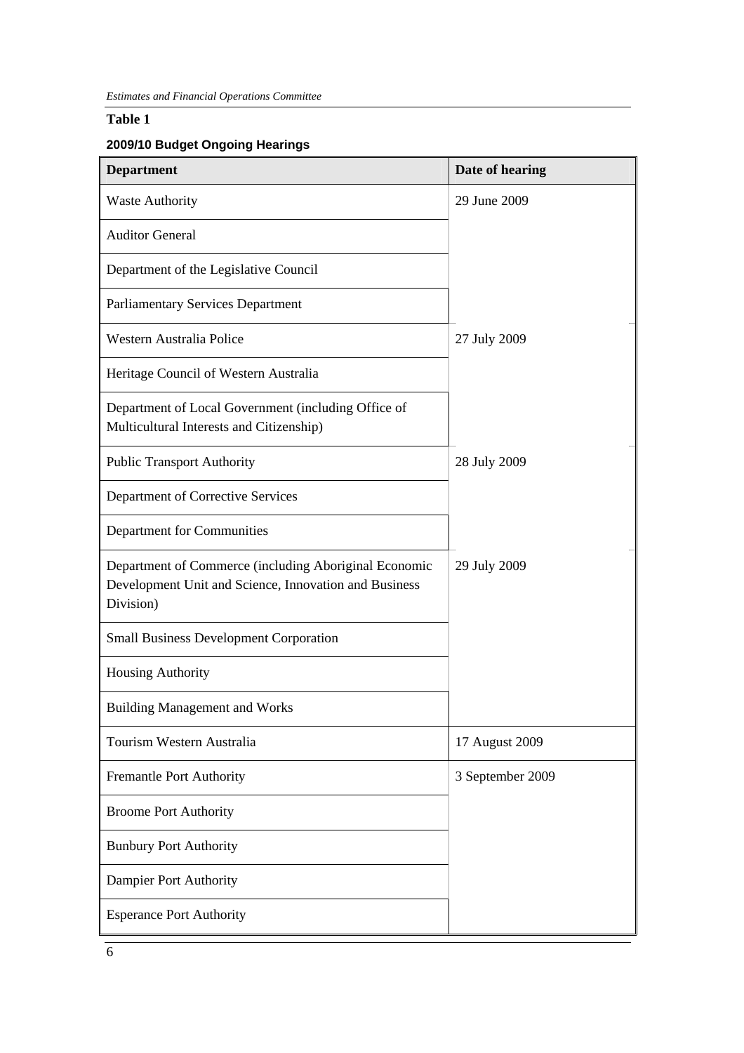**Table 1**

**2009/10 Budget Ongoing Hearings**

| Department | Date of hearing |
| --- | --- |
| Waste Authority | 29 June 2009 |
| Auditor General | |
| Department of the Legislative Council | |
| Parliamentary Services Department | |
| Western Australia Police | 27 July 2009 |
| Heritage Council of Western Australia | |
| Department of Local Government (including Office of Multicultural Interests and Citizenship) | |
| Public Transport Authority | 28 July 2009 |
| Department of Corrective Services | |
| Department for Communities | |
| Department of Commerce (including Aboriginal Economic Development Unit and Science, Innovation and Business Division) | 29 July 2009 |
| Small Business Development Corporation | |
| Housing Authority | |
| Building Management and Works | |
| Tourism Western Australia | 17 August 2009 |
| Fremantle Port Authority | 3 September 2009 |
| Broome Port Authority | |
| Bunbury Port Authority | |
| Dampier Port Authority | |
| Esperance Port Authority | |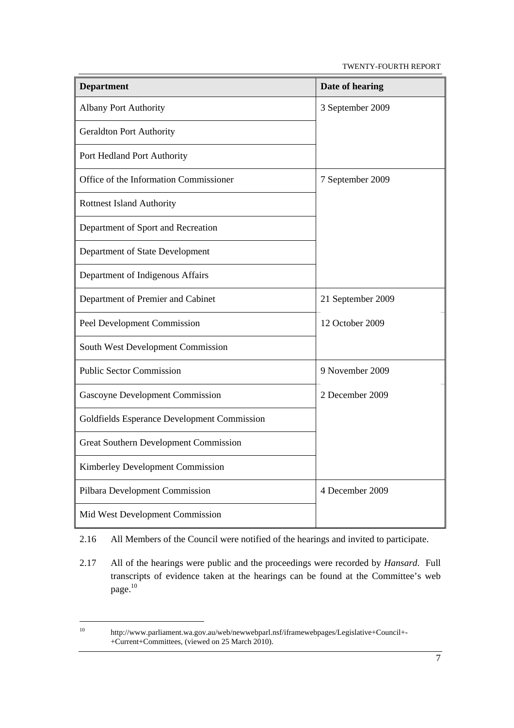| Department | Date of hearing |
|---|---|
| Albany Port Authority | 3 September 2009 |
| Geraldton Port Authority | |
| Port Hedland Port Authority | |
| Office of the Information Commissioner | 7 September 2009 |
| Rottnest Island Authority | |
| Department of Sport and Recreation | |
| Department of State Development | |
| Department of Indigenous Affairs | |
| Department of Premier and Cabinet | 21 September 2009 |
| Peel Development Commission | 12 October 2009 |
| South West Development Commission | |
| Public Sector Commission | 9 November 2009 |
| Gascoyne Development Commission | 2 December 2009 |
| Goldfields Esperance Development Commission | |
| Great Southern Development Commission | |
| Kimberley Development Commission | |
| Pilbara Development Commission | 4 December 2009 |
| Mid West Development Commission | |

2.16 All Members of the Council were notified of the hearings and invited to participate.

2.17 All of the hearings were public and the proceedings were recorded by *Hansard*. Full transcripts of evidence taken at the hearings can be found at the Committee's web page.[10]

[10] http://www.parliament.wa.gov.au/web/newwebparl.nsf/iframewebpages/Legislative+Council+-+Current+Committees, (viewed on 25 March 2010).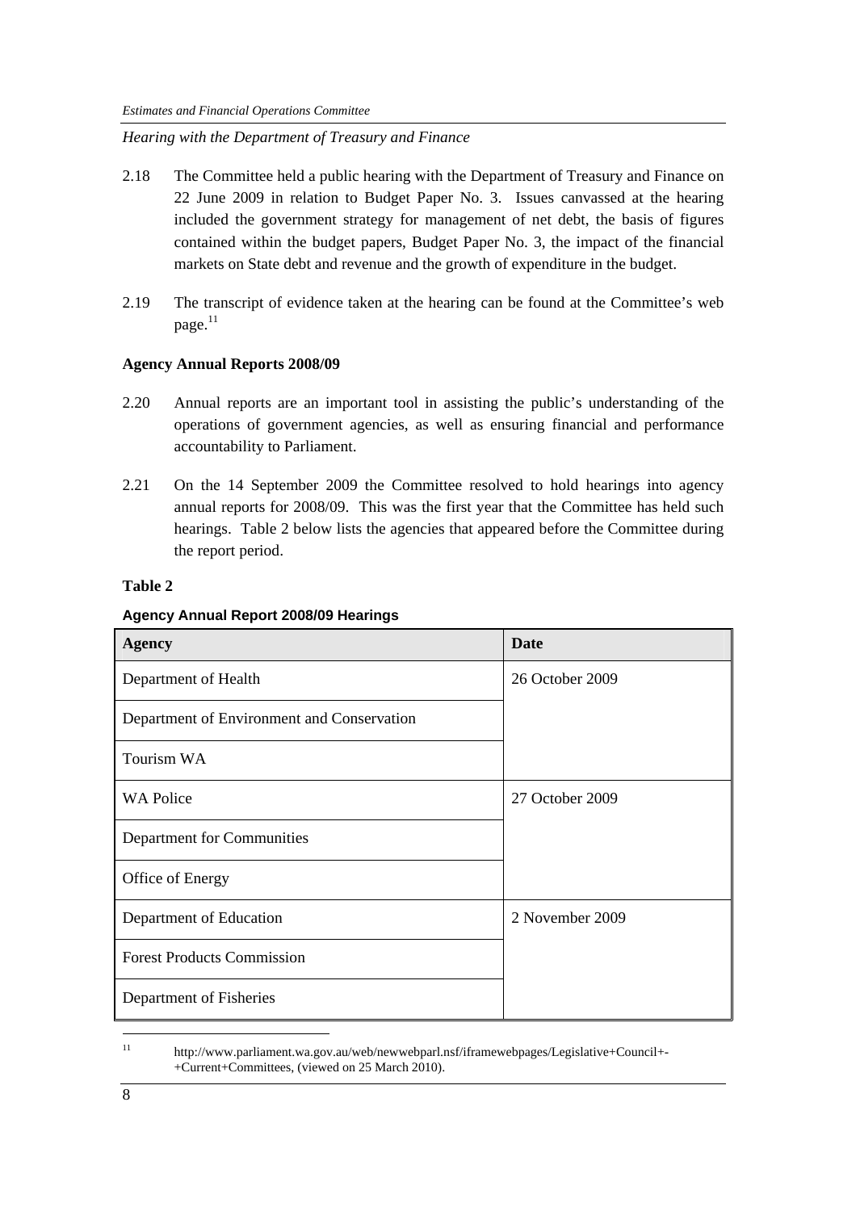*Hearing with the Department of Treasury and Finance*

2.18 The Committee held a public hearing with the Department of Treasury and Finance on 22 June 2009 in relation to Budget Paper No. 3. Issues canvassed at the hearing included the government strategy for management of net debt, the basis of figures contained within the budget papers, Budget Paper No. 3, the impact of the financial markets on State debt and revenue and the growth of expenditure in the budget.

2.19 The transcript of evidence taken at the hearing can be found at the Committee's web page.[11]

**Agency Annual Reports 2008/09**

2.20 Annual reports are an important tool in assisting the public's understanding of the operations of government agencies, as well as ensuring financial and performance accountability to Parliament.

2.21 On the 14 September 2009 the Committee resolved to hold hearings into agency annual reports for 2008/09. This was the first year that the Committee has held such hearings. Table 2 below lists the agencies that appeared before the Committee during the report period.

**Table 2**

**Agency Annual Report 2008/09 Hearings**

| Agency | Date |
|---|---|
| Department of Health | 26 October 2009 |
| Department of Environment and Conservation | |
| Tourism WA | |
| WA Police | 27 October 2009 |
| Department for Communities | |
| Office of Energy | |
| Department of Education | 2 November 2009 |
| Forest Products Commission | |
| Department of Fisheries | |

[11] http://www.parliament.wa.gov.au/web/newwebparl.nsf/iframewebpages/Legislative+Council+-+Current+Committees, (viewed on 25 March 2010).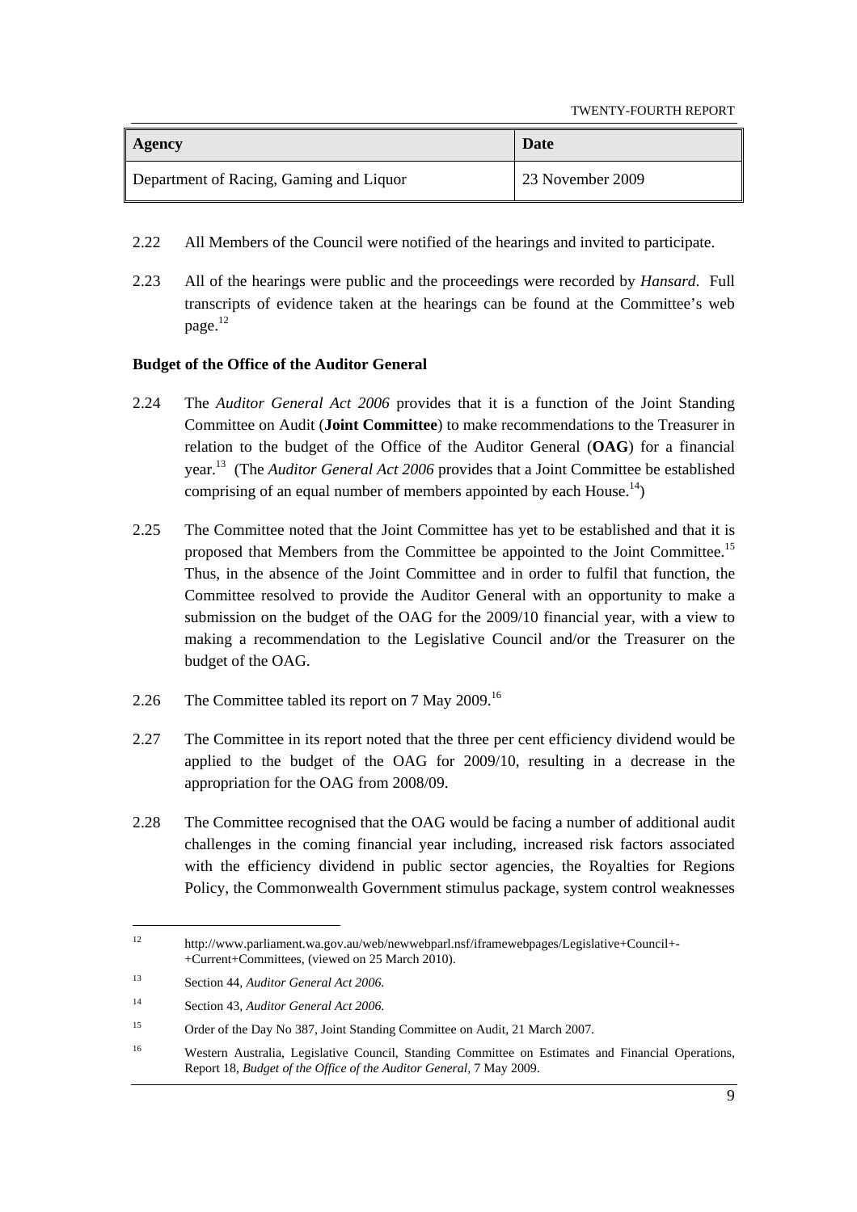| Agency | Date |
| --- | --- |
| Department of Racing, Gaming and Liquor | 23 November 2009 |

2.22 All Members of the Council were notified of the hearings and invited to participate.

2.23 All of the hearings were public and the proceedings were recorded by *Hansard*. Full transcripts of evidence taken at the hearings can be found at the Committee's web page.[12]

**Budget of the Office of the Auditor General**

2.24 The *Auditor General Act 2006* provides that it is a function of the Joint Standing Committee on Audit (**Joint Committee**) to make recommendations to the Treasurer in relation to the budget of the Office of the Auditor General (**OAG**) for a financial year.[13] (The *Auditor General Act 2006* provides that a Joint Committee be established comprising of an equal number of members appointed by each House.[14])

2.25 The Committee noted that the Joint Committee has yet to be established and that it is proposed that Members from the Committee be appointed to the Joint Committee.[15] Thus, in the absence of the Joint Committee and in order to fulfil that function, the Committee resolved to provide the Auditor General with an opportunity to make a submission on the budget of the OAG for the 2009/10 financial year, with a view to making a recommendation to the Legislative Council and/or the Treasurer on the budget of the OAG.

2.26 The Committee tabled its report on 7 May 2009.[16]

2.27 The Committee in its report noted that the three per cent efficiency dividend would be applied to the budget of the OAG for 2009/10, resulting in a decrease in the appropriation for the OAG from 2008/09.

2.28 The Committee recognised that the OAG would be facing a number of additional audit challenges in the coming financial year including, increased risk factors associated with the efficiency dividend in public sector agencies, the Royalties for Regions Policy, the Commonwealth Government stimulus package, system control weaknesses

---

[12] http://www.parliament.wa.gov.au/web/newwebparl.nsf/iframewebpages/Legislative+Council+-+Current+Committees, (viewed on 25 March 2010).

[13] Section 44, *Auditor General Act 2006*.

[14] Section 43, *Auditor General Act 2006*.

[15] Order of the Day No 387, Joint Standing Committee on Audit, 21 March 2007.

[16] Western Australia, Legislative Council, Standing Committee on Estimates and Financial Operations, Report 18, *Budget of the Office of the Auditor General*, 7 May 2009.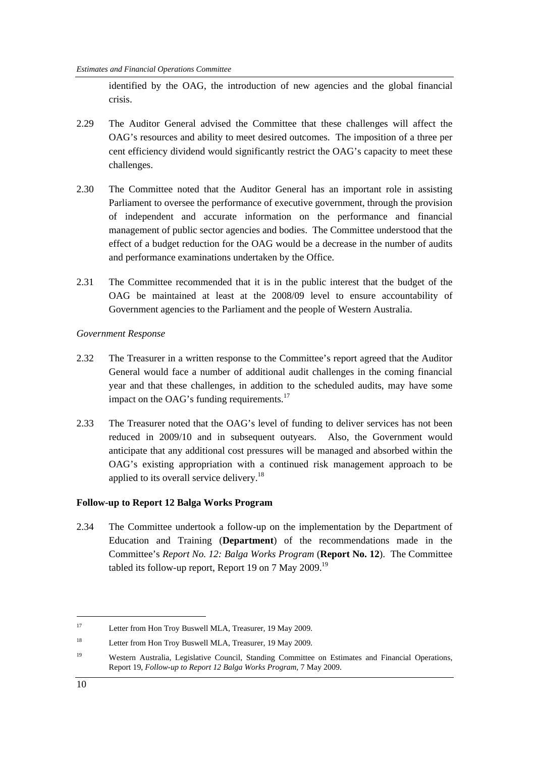identified by the OAG, the introduction of new agencies and the global financial crisis.

2.29 The Auditor General advised the Committee that these challenges will affect the OAG's resources and ability to meet desired outcomes. The imposition of a three per cent efficiency dividend would significantly restrict the OAG's capacity to meet these challenges.

2.30 The Committee noted that the Auditor General has an important role in assisting Parliament to oversee the performance of executive government, through the provision of independent and accurate information on the performance and financial management of public sector agencies and bodies. The Committee understood that the effect of a budget reduction for the OAG would be a decrease in the number of audits and performance examinations undertaken by the Office.

2.31 The Committee recommended that it is in the public interest that the budget of the OAG be maintained at least at the 2008/09 level to ensure accountability of Government agencies to the Parliament and the people of Western Australia.

*Government Response*

2.32 The Treasurer in a written response to the Committee's report agreed that the Auditor General would face a number of additional audit challenges in the coming financial year and that these challenges, in addition to the scheduled audits, may have some impact on the OAG's funding requirements.[17]

2.33 The Treasurer noted that the OAG's level of funding to deliver services has not been reduced in 2009/10 and in subsequent outyears. Also, the Government would anticipate that any additional cost pressures will be managed and absorbed within the OAG's existing appropriation with a continued risk management approach to be applied to its overall service delivery.[18]

**Follow-up to Report 12 Balga Works Program**

2.34 The Committee undertook a follow-up on the implementation by the Department of Education and Training (**Department**) of the recommendations made in the Committee's *Report No. 12: Balga Works Program* (**Report No. 12**). The Committee tabled its follow-up report, Report 19 on 7 May 2009.[19]

---

[17] Letter from Hon Troy Buswell MLA, Treasurer, 19 May 2009.

[18] Letter from Hon Troy Buswell MLA, Treasurer, 19 May 2009.

[19] Western Australia, Legislative Council, Standing Committee on Estimates and Financial Operations, Report 19, *Follow-up to Report 12 Balga Works Program*, 7 May 2009.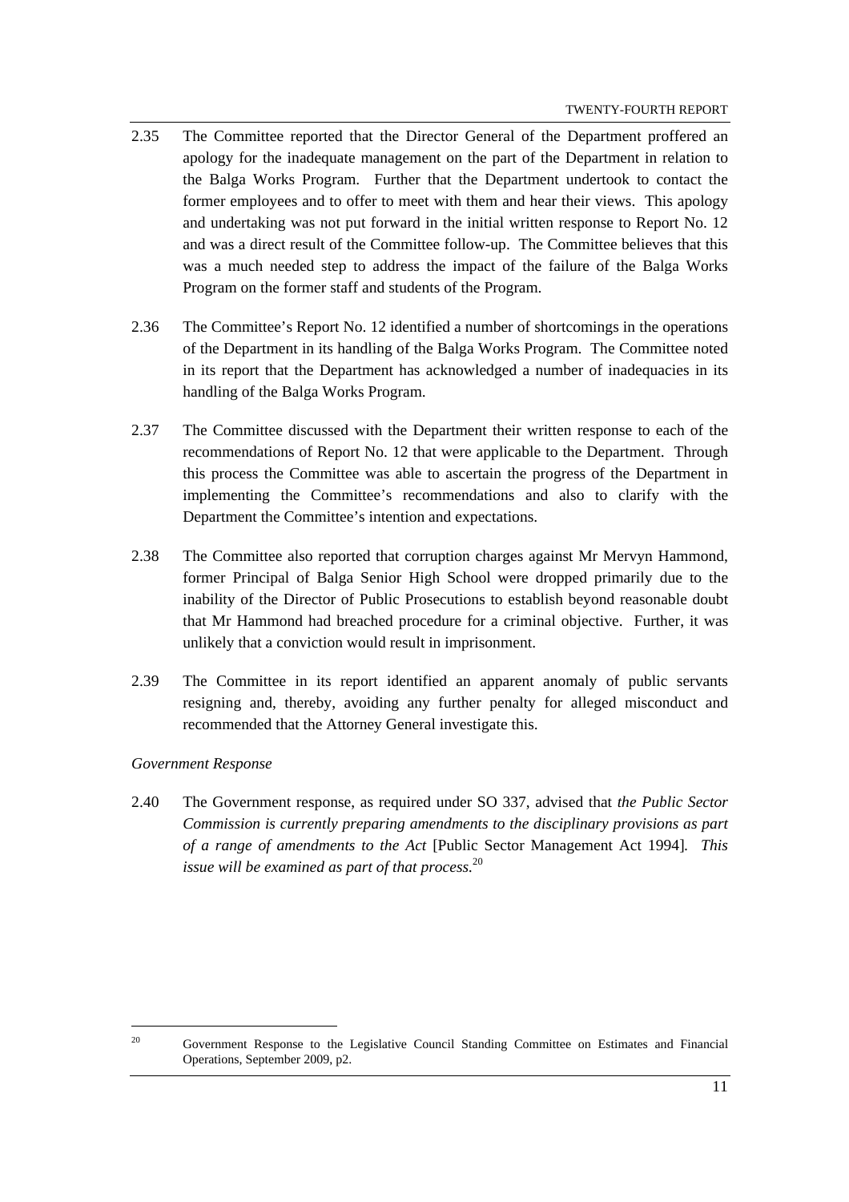2.35 The Committee reported that the Director General of the Department proffered an apology for the inadequate management on the part of the Department in relation to the Balga Works Program. Further that the Department undertook to contact the former employees and to offer to meet with them and hear their views. This apology and undertaking was not put forward in the initial written response to Report No. 12 and was a direct result of the Committee follow-up. The Committee believes that this was a much needed step to address the impact of the failure of the Balga Works Program on the former staff and students of the Program.

2.36 The Committee's Report No. 12 identified a number of shortcomings in the operations of the Department in its handling of the Balga Works Program. The Committee noted in its report that the Department has acknowledged a number of inadequacies in its handling of the Balga Works Program.

2.37 The Committee discussed with the Department their written response to each of the recommendations of Report No. 12 that were applicable to the Department. Through this process the Committee was able to ascertain the progress of the Department in implementing the Committee's recommendations and also to clarify with the Department the Committee's intention and expectations.

2.38 The Committee also reported that corruption charges against Mr Mervyn Hammond, former Principal of Balga Senior High School were dropped primarily due to the inability of the Director of Public Prosecutions to establish beyond reasonable doubt that Mr Hammond had breached procedure for a criminal objective. Further, it was unlikely that a conviction would result in imprisonment.

2.39 The Committee in its report identified an apparent anomaly of public servants resigning and, thereby, avoiding any further penalty for alleged misconduct and recommended that the Attorney General investigate this.

*Government Response*

2.40 The Government response, as required under SO 337, advised that *the Public Sector Commission is currently preparing amendments to the disciplinary provisions as part of a range of amendments to the Act* [Public Sector Management Act 1994]*. This issue will be examined as part of that process.*[20]

---

[20] Government Response to the Legislative Council Standing Committee on Estimates and Financial Operations, September 2009, p2.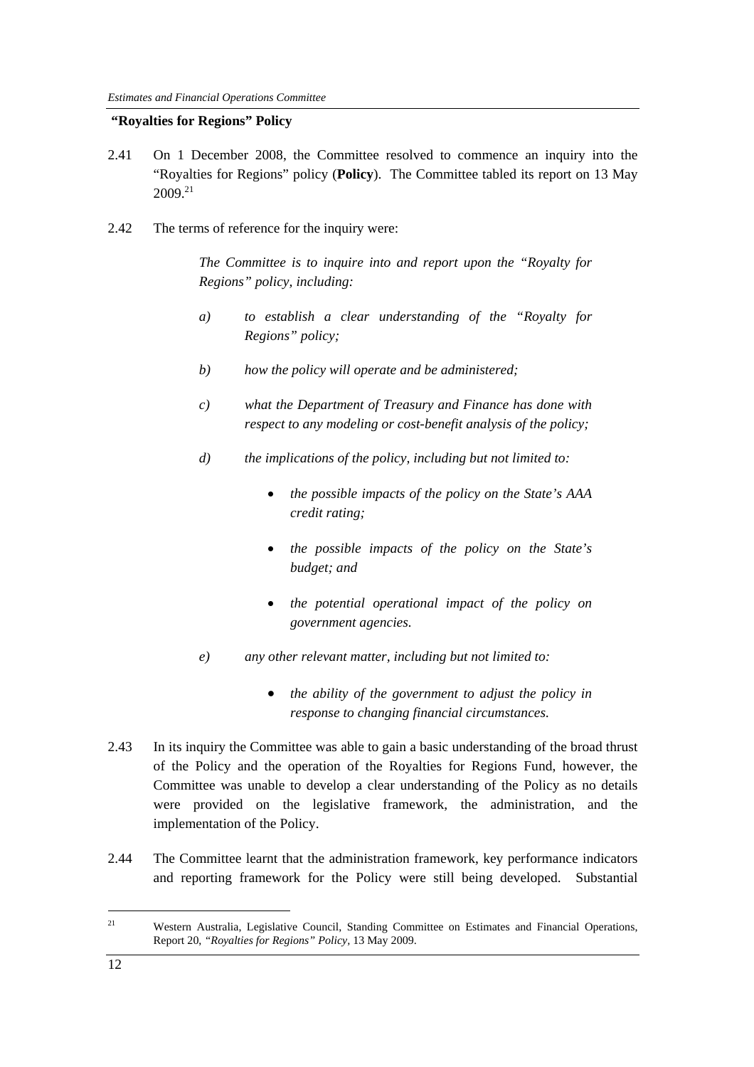**"Royalties for Regions" Policy**

2.41 On 1 December 2008, the Committee resolved to commence an inquiry into the "Royalties for Regions" policy (**Policy**). The Committee tabled its report on 13 May 2009.[21]

2.42 The terms of reference for the inquiry were:

> *The Committee is to inquire into and report upon the "Royalty for Regions" policy, including:*
>
> *a) to establish a clear understanding of the "Royalty for Regions" policy;*
>
> *b) how the policy will operate and be administered;*
>
> *c) what the Department of Treasury and Finance has done with respect to any modeling or cost-benefit analysis of the policy;*
>
> *d) the implications of the policy, including but not limited to:*
>
> - *the possible impacts of the policy on the State's AAA credit rating;*
> - *the possible impacts of the policy on the State's budget; and*
> - *the potential operational impact of the policy on government agencies.*
>
> *e) any other relevant matter, including but not limited to:*
>
> - *the ability of the government to adjust the policy in response to changing financial circumstances.*

2.43 In its inquiry the Committee was able to gain a basic understanding of the broad thrust of the Policy and the operation of the Royalties for Regions Fund, however, the Committee was unable to develop a clear understanding of the Policy as no details were provided on the legislative framework, the administration, and the implementation of the Policy.

2.44 The Committee learnt that the administration framework, key performance indicators and reporting framework for the Policy were still being developed. Substantial

---

[21] Western Australia, Legislative Council, Standing Committee on Estimates and Financial Operations, Report 20, *"Royalties for Regions" Policy*, 13 May 2009.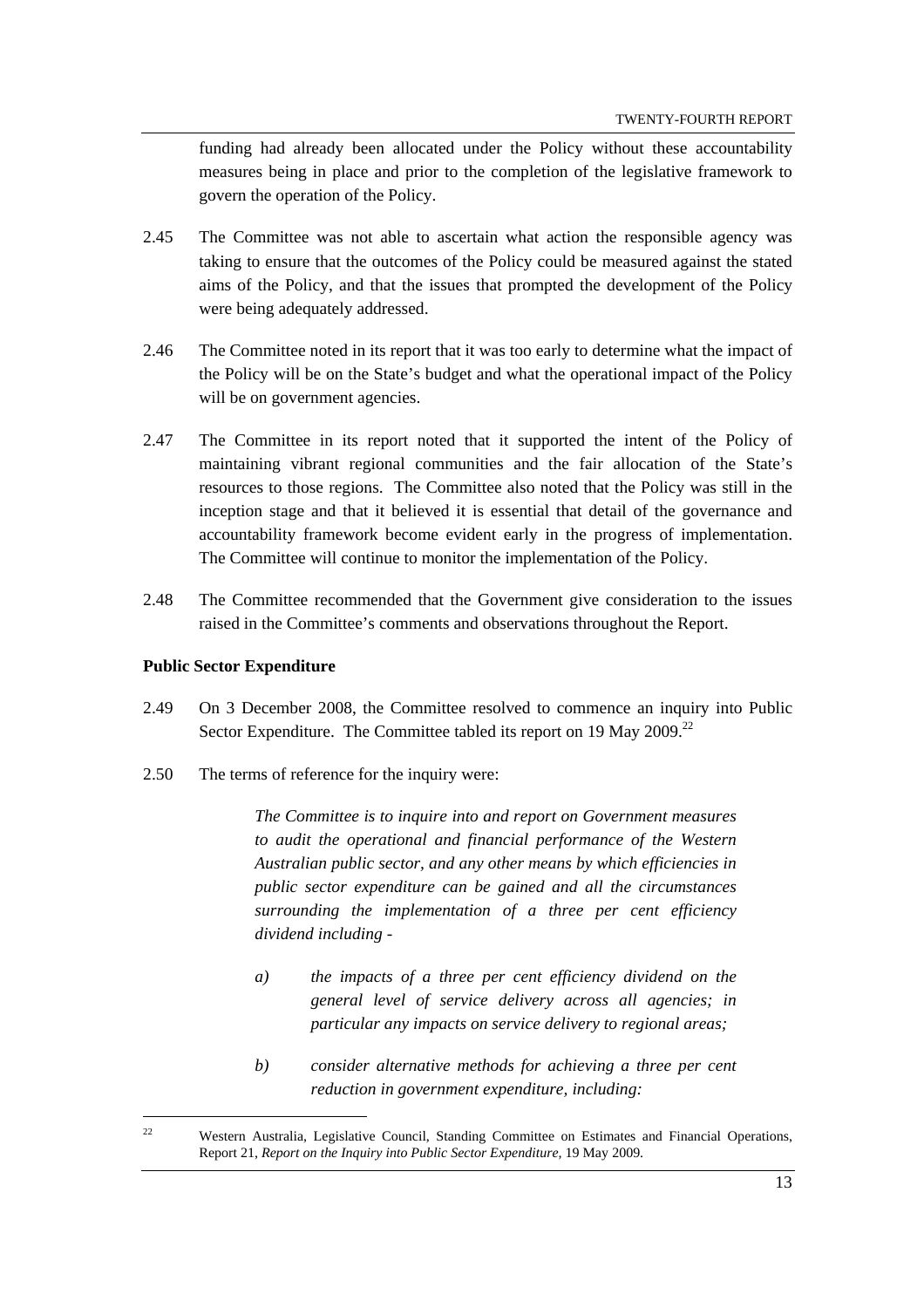funding had already been allocated under the Policy without these accountability measures being in place and prior to the completion of the legislative framework to govern the operation of the Policy.

2.45 The Committee was not able to ascertain what action the responsible agency was taking to ensure that the outcomes of the Policy could be measured against the stated aims of the Policy, and that the issues that prompted the development of the Policy were being adequately addressed.

2.46 The Committee noted in its report that it was too early to determine what the impact of the Policy will be on the State's budget and what the operational impact of the Policy will be on government agencies.

2.47 The Committee in its report noted that it supported the intent of the Policy of maintaining vibrant regional communities and the fair allocation of the State's resources to those regions. The Committee also noted that the Policy was still in the inception stage and that it believed it is essential that detail of the governance and accountability framework become evident early in the progress of implementation. The Committee will continue to monitor the implementation of the Policy.

2.48 The Committee recommended that the Government give consideration to the issues raised in the Committee's comments and observations throughout the Report.

**Public Sector Expenditure**

2.49 On 3 December 2008, the Committee resolved to commence an inquiry into Public Sector Expenditure. The Committee tabled its report on 19 May 2009.[22]

2.50 The terms of reference for the inquiry were:

> *The Committee is to inquire into and report on Government measures to audit the operational and financial performance of the Western Australian public sector, and any other means by which efficiencies in public sector expenditure can be gained and all the circumstances surrounding the implementation of a three per cent efficiency dividend including -*
>
> *a) the impacts of a three per cent efficiency dividend on the general level of service delivery across all agencies; in particular any impacts on service delivery to regional areas;*
>
> *b) consider alternative methods for achieving a three per cent reduction in government expenditure, including:*

---

[22] Western Australia, Legislative Council, Standing Committee on Estimates and Financial Operations, Report 21, *Report on the Inquiry into Public Sector Expenditure*, 19 May 2009.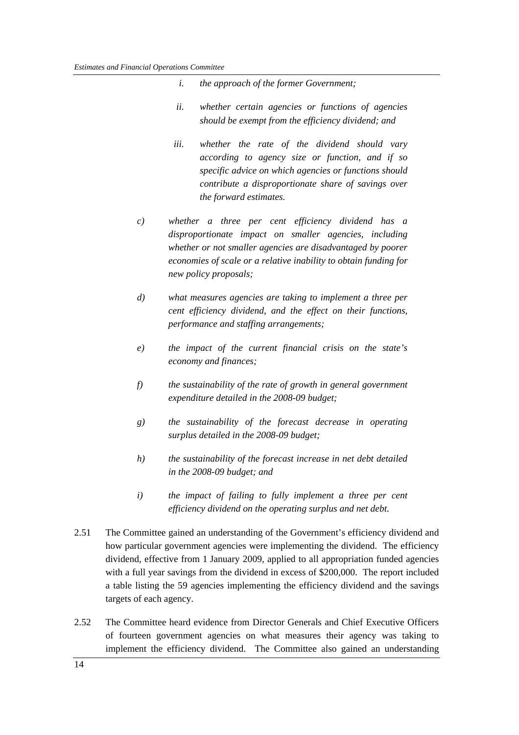*i. the approach of the former Government;*

*ii. whether certain agencies or functions of agencies should be exempt from the efficiency dividend; and*

*iii. whether the rate of the dividend should vary according to agency size or function, and if so specific advice on which agencies or functions should contribute a disproportionate share of savings over the forward estimates.*

*c) whether a three per cent efficiency dividend has a disproportionate impact on smaller agencies, including whether or not smaller agencies are disadvantaged by poorer economies of scale or a relative inability to obtain funding for new policy proposals;*

*d) what measures agencies are taking to implement a three per cent efficiency dividend, and the effect on their functions, performance and staffing arrangements;*

*e) the impact of the current financial crisis on the state's economy and finances;*

*f) the sustainability of the rate of growth in general government expenditure detailed in the 2008-09 budget;*

*g) the sustainability of the forecast decrease in operating surplus detailed in the 2008-09 budget;*

*h) the sustainability of the forecast increase in net debt detailed in the 2008-09 budget; and*

*i) the impact of failing to fully implement a three per cent efficiency dividend on the operating surplus and net debt.*

2.51 The Committee gained an understanding of the Government's efficiency dividend and how particular government agencies were implementing the dividend. The efficiency dividend, effective from 1 January 2009, applied to all appropriation funded agencies with a full year savings from the dividend in excess of $200,000. The report included a table listing the 59 agencies implementing the efficiency dividend and the savings targets of each agency.

2.52 The Committee heard evidence from Director Generals and Chief Executive Officers of fourteen government agencies on what measures their agency was taking to implement the efficiency dividend. The Committee also gained an understanding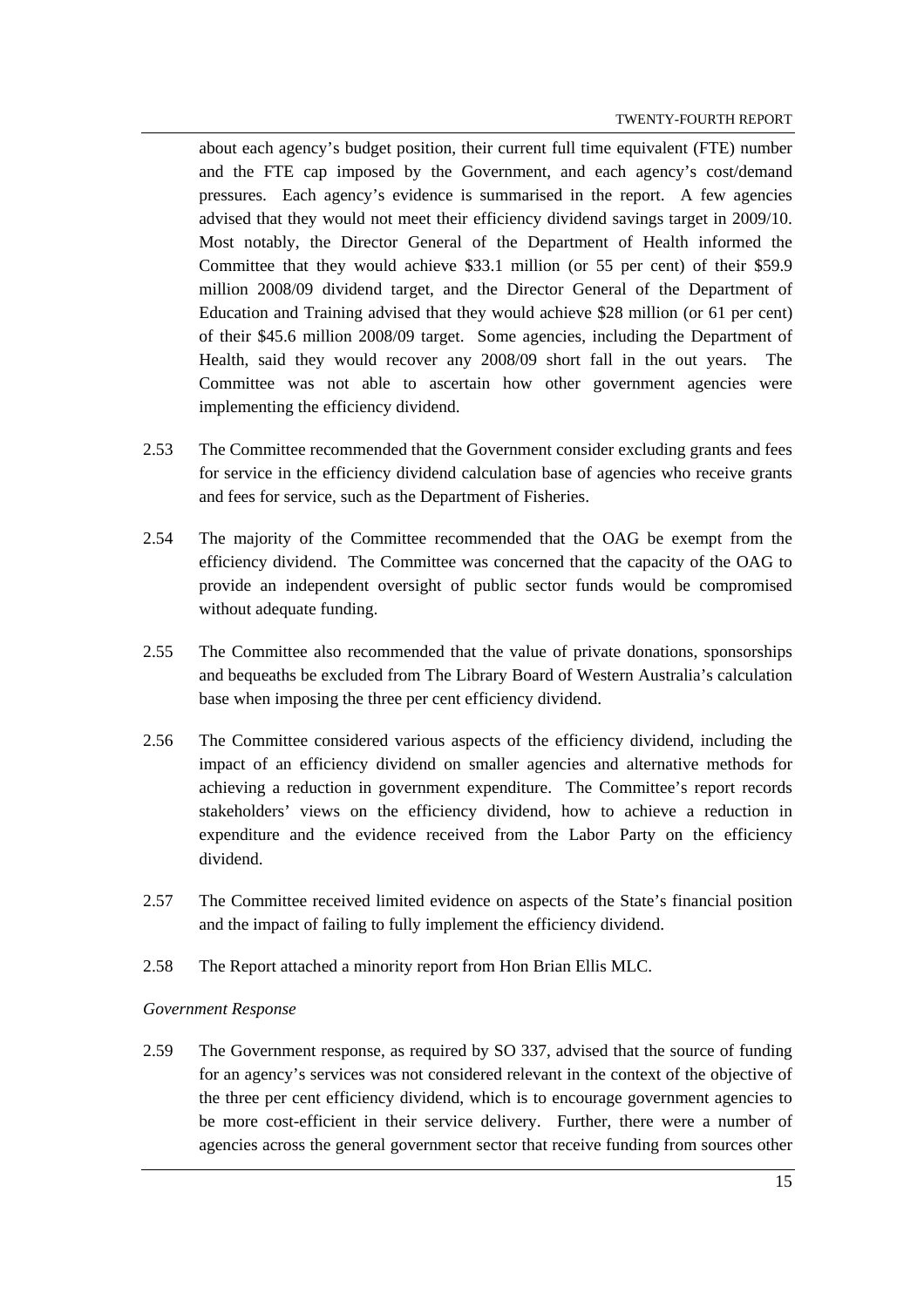about each agency's budget position, their current full time equivalent (FTE) number and the FTE cap imposed by the Government, and each agency's cost/demand pressures. Each agency's evidence is summarised in the report. A few agencies advised that they would not meet their efficiency dividend savings target in 2009/10. Most notably, the Director General of the Department of Health informed the Committee that they would achieve $33.1 million (or 55 per cent) of their $59.9 million 2008/09 dividend target, and the Director General of the Department of Education and Training advised that they would achieve $28 million (or 61 per cent) of their $45.6 million 2008/09 target. Some agencies, including the Department of Health, said they would recover any 2008/09 short fall in the out years. The Committee was not able to ascertain how other government agencies were implementing the efficiency dividend.

2.53 The Committee recommended that the Government consider excluding grants and fees for service in the efficiency dividend calculation base of agencies who receive grants and fees for service, such as the Department of Fisheries.

2.54 The majority of the Committee recommended that the OAG be exempt from the efficiency dividend. The Committee was concerned that the capacity of the OAG to provide an independent oversight of public sector funds would be compromised without adequate funding.

2.55 The Committee also recommended that the value of private donations, sponsorships and bequeaths be excluded from The Library Board of Western Australia's calculation base when imposing the three per cent efficiency dividend.

2.56 The Committee considered various aspects of the efficiency dividend, including the impact of an efficiency dividend on smaller agencies and alternative methods for achieving a reduction in government expenditure. The Committee's report records stakeholders' views on the efficiency dividend, how to achieve a reduction in expenditure and the evidence received from the Labor Party on the efficiency dividend.

2.57 The Committee received limited evidence on aspects of the State's financial position and the impact of failing to fully implement the efficiency dividend.

2.58 The Report attached a minority report from Hon Brian Ellis MLC.

*Government Response*

2.59 The Government response, as required by SO 337, advised that the source of funding for an agency's services was not considered relevant in the context of the objective of the three per cent efficiency dividend, which is to encourage government agencies to be more cost-efficient in their service delivery. Further, there were a number of agencies across the general government sector that receive funding from sources other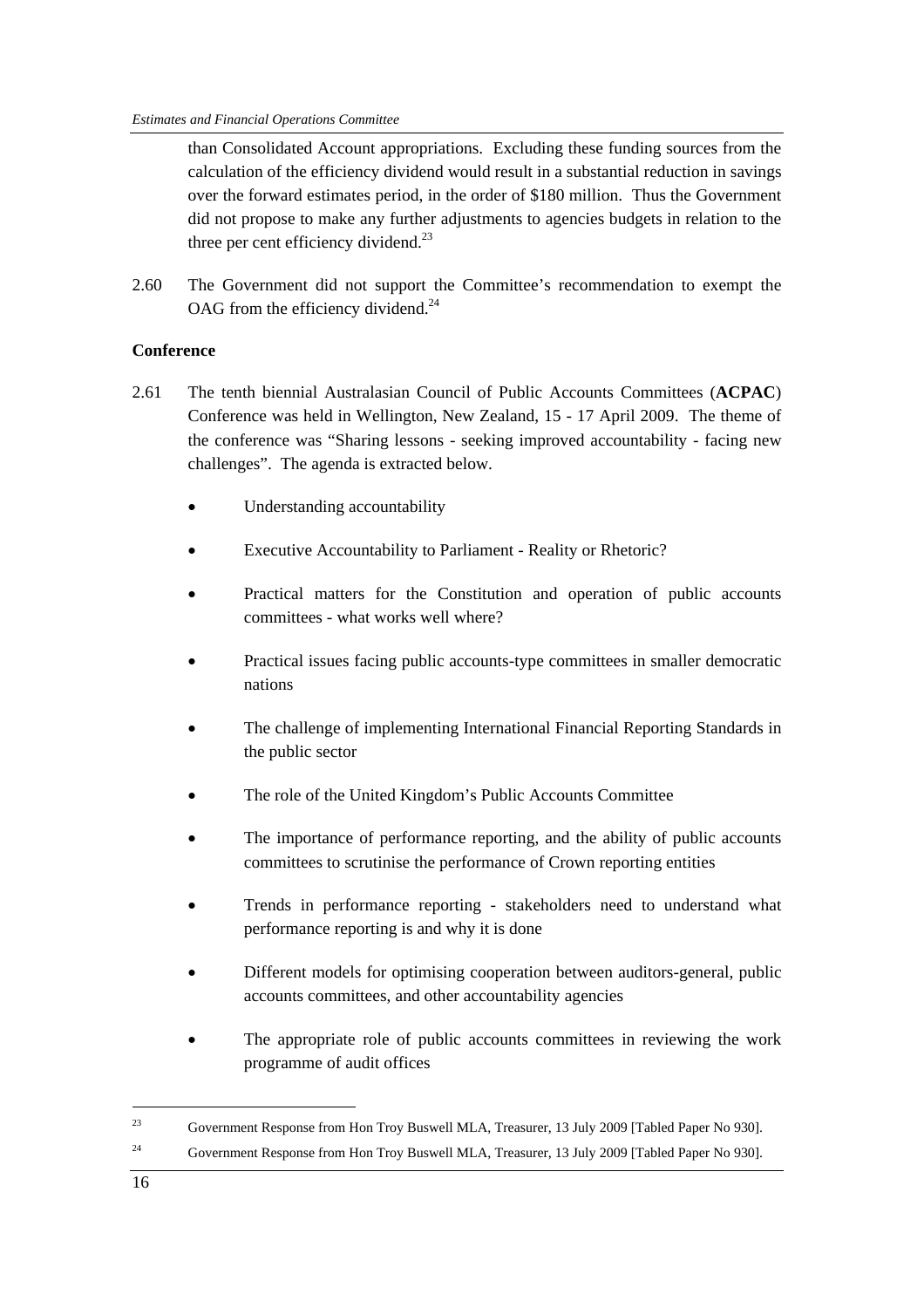than Consolidated Account appropriations. Excluding these funding sources from the calculation of the efficiency dividend would result in a substantial reduction in savings over the forward estimates period, in the order of $180 million. Thus the Government did not propose to make any further adjustments to agencies budgets in relation to the three per cent efficiency dividend.[23]

2.60 The Government did not support the Committee's recommendation to exempt the OAG from the efficiency dividend.[24]

**Conference**

2.61 The tenth biennial Australasian Council of Public Accounts Committees (**ACPAC**) Conference was held in Wellington, New Zealand, 15 - 17 April 2009. The theme of the conference was "Sharing lessons - seeking improved accountability - facing new challenges". The agenda is extracted below.

- Understanding accountability
- Executive Accountability to Parliament - Reality or Rhetoric?
- Practical matters for the Constitution and operation of public accounts committees - what works well where?
- Practical issues facing public accounts-type committees in smaller democratic nations
- The challenge of implementing International Financial Reporting Standards in the public sector
- The role of the United Kingdom's Public Accounts Committee
- The importance of performance reporting, and the ability of public accounts committees to scrutinise the performance of Crown reporting entities
- Trends in performance reporting - stakeholders need to understand what performance reporting is and why it is done
- Different models for optimising cooperation between auditors-general, public accounts committees, and other accountability agencies
- The appropriate role of public accounts committees in reviewing the work programme of audit offices

---

[23] Government Response from Hon Troy Buswell MLA, Treasurer, 13 July 2009 [Tabled Paper No 930].

[24] Government Response from Hon Troy Buswell MLA, Treasurer, 13 July 2009 [Tabled Paper No 930].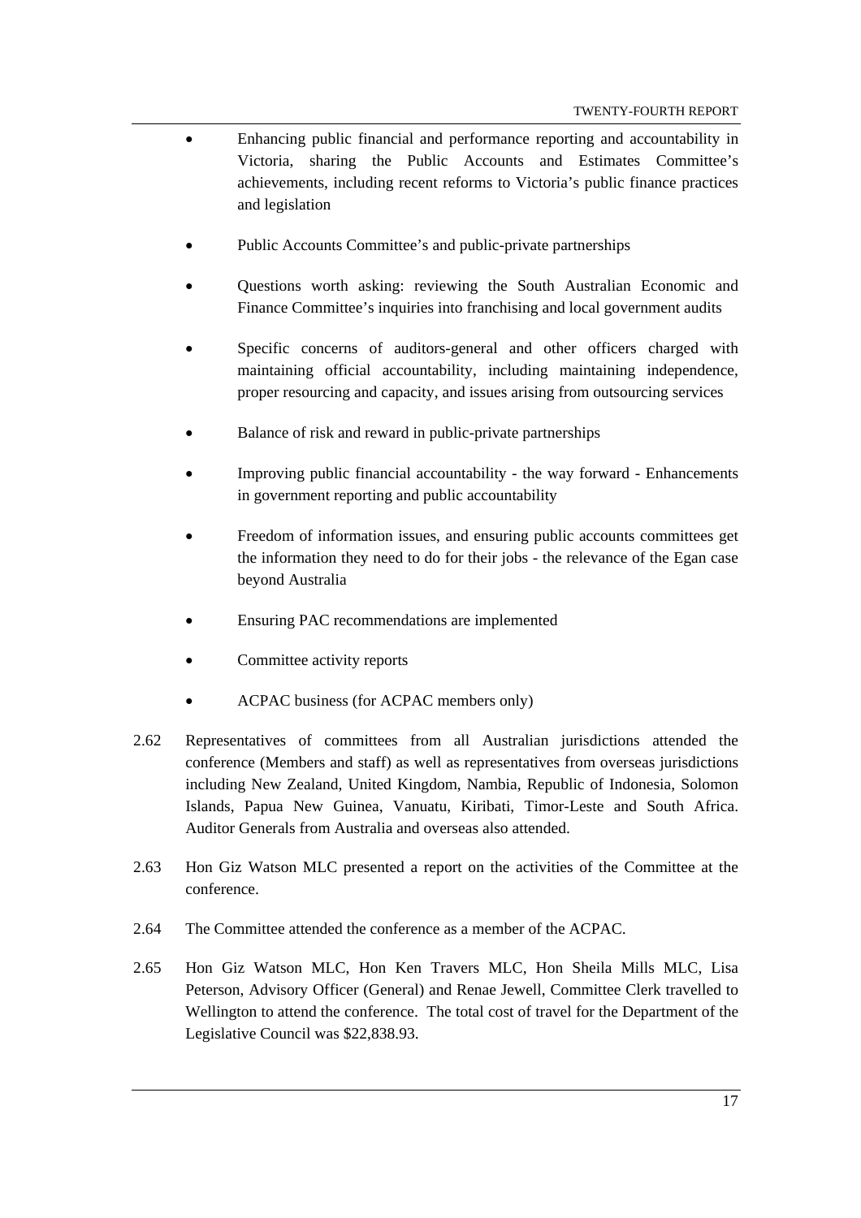- Enhancing public financial and performance reporting and accountability in Victoria, sharing the Public Accounts and Estimates Committee's achievements, including recent reforms to Victoria's public finance practices and legislation

- Public Accounts Committee's and public-private partnerships

- Questions worth asking: reviewing the South Australian Economic and Finance Committee's inquiries into franchising and local government audits

- Specific concerns of auditors-general and other officers charged with maintaining official accountability, including maintaining independence, proper resourcing and capacity, and issues arising from outsourcing services

- Balance of risk and reward in public-private partnerships

- Improving public financial accountability - the way forward - Enhancements in government reporting and public accountability

- Freedom of information issues, and ensuring public accounts committees get the information they need to do for their jobs - the relevance of the Egan case beyond Australia

- Ensuring PAC recommendations are implemented

- Committee activity reports

- ACPAC business (for ACPAC members only)

2.62 Representatives of committees from all Australian jurisdictions attended the conference (Members and staff) as well as representatives from overseas jurisdictions including New Zealand, United Kingdom, Nambia, Republic of Indonesia, Solomon Islands, Papua New Guinea, Vanuatu, Kiribati, Timor-Leste and South Africa. Auditor Generals from Australia and overseas also attended.

2.63 Hon Giz Watson MLC presented a report on the activities of the Committee at the conference.

2.64 The Committee attended the conference as a member of the ACPAC.

2.65 Hon Giz Watson MLC, Hon Ken Travers MLC, Hon Sheila Mills MLC, Lisa Peterson, Advisory Officer (General) and Renae Jewell, Committee Clerk travelled to Wellington to attend the conference. The total cost of travel for the Department of the Legislative Council was $22,838.93.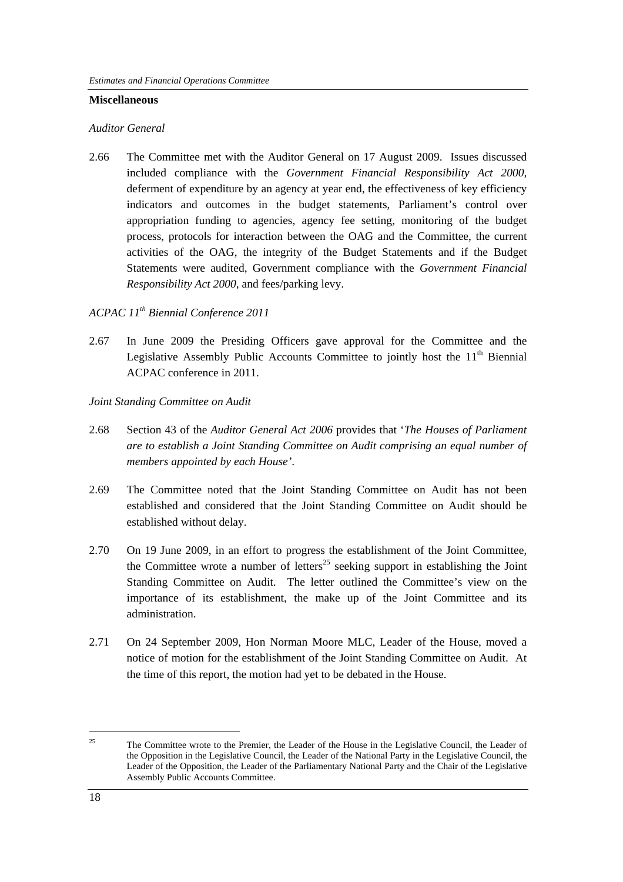**Miscellaneous**

*Auditor General*

2.66 The Committee met with the Auditor General on 17 August 2009. Issues discussed included compliance with the *Government Financial Responsibility Act 2000*, deferment of expenditure by an agency at year end, the effectiveness of key efficiency indicators and outcomes in the budget statements, Parliament's control over appropriation funding to agencies, agency fee setting, monitoring of the budget process, protocols for interaction between the OAG and the Committee, the current activities of the OAG, the integrity of the Budget Statements and if the Budget Statements were audited, Government compliance with the *Government Financial Responsibility Act 2000*, and fees/parking levy.

*ACPAC 11th Biennial Conference 2011*

2.67 In June 2009 the Presiding Officers gave approval for the Committee and the Legislative Assembly Public Accounts Committee to jointly host the 11th Biennial ACPAC conference in 2011.

*Joint Standing Committee on Audit*

2.68 Section 43 of the *Auditor General Act 2006* provides that '*The Houses of Parliament are to establish a Joint Standing Committee on Audit comprising an equal number of members appointed by each House*'.

2.69 The Committee noted that the Joint Standing Committee on Audit has not been established and considered that the Joint Standing Committee on Audit should be established without delay.

2.70 On 19 June 2009, in an effort to progress the establishment of the Joint Committee, the Committee wrote a number of letters[25] seeking support in establishing the Joint Standing Committee on Audit. The letter outlined the Committee's view on the importance of its establishment, the make up of the Joint Committee and its administration.

2.71 On 24 September 2009, Hon Norman Moore MLC, Leader of the House, moved a notice of motion for the establishment of the Joint Standing Committee on Audit. At the time of this report, the motion had yet to be debated in the House.

---

[25] The Committee wrote to the Premier, the Leader of the House in the Legislative Council, the Leader of the Opposition in the Legislative Council, the Leader of the National Party in the Legislative Council, the Leader of the Opposition, the Leader of the Parliamentary National Party and the Chair of the Legislative Assembly Public Accounts Committee.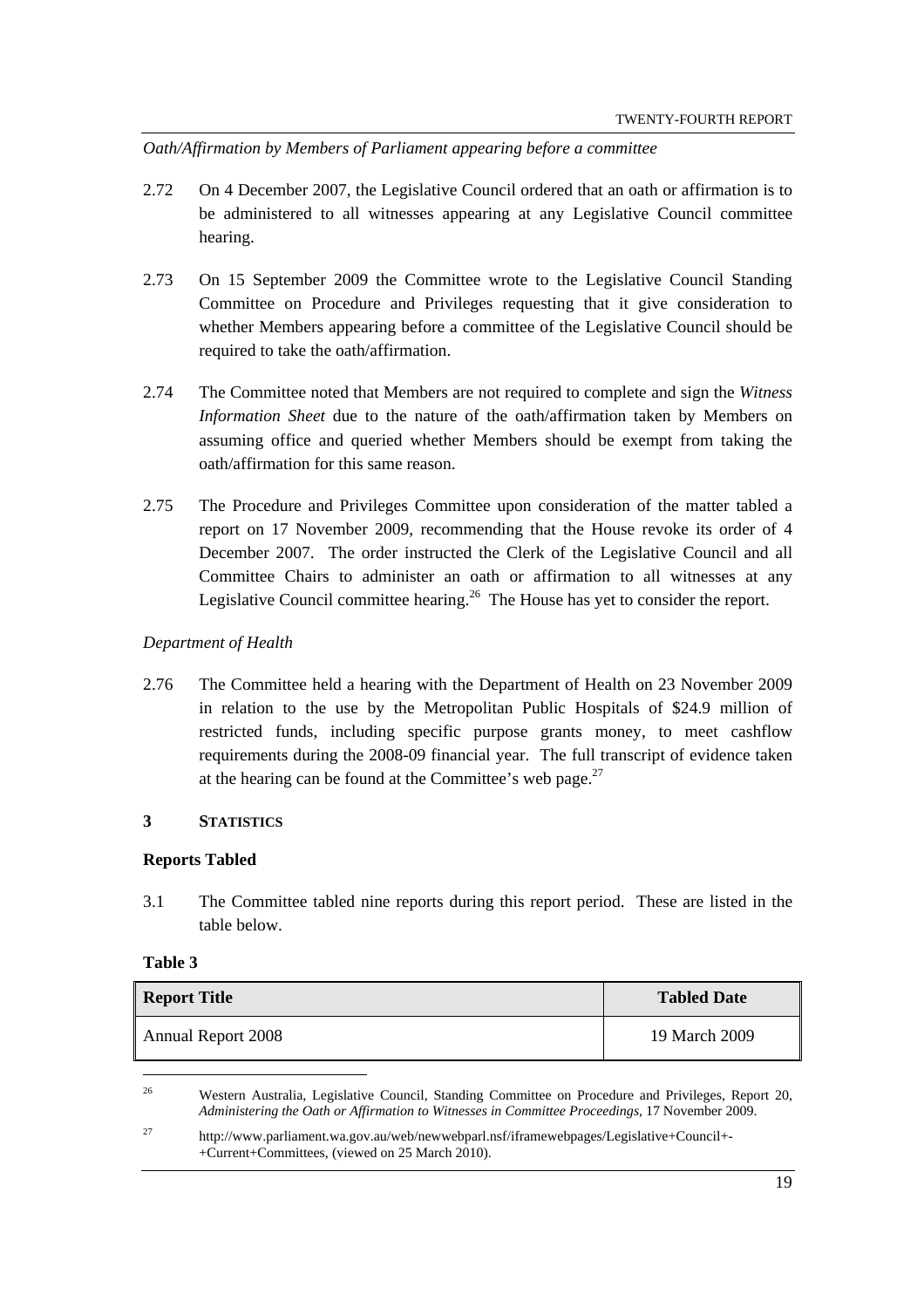*Oath/Affirmation by Members of Parliament appearing before a committee*

2.72 On 4 December 2007, the Legislative Council ordered that an oath or affirmation is to be administered to all witnesses appearing at any Legislative Council committee hearing.

2.73 On 15 September 2009 the Committee wrote to the Legislative Council Standing Committee on Procedure and Privileges requesting that it give consideration to whether Members appearing before a committee of the Legislative Council should be required to take the oath/affirmation.

2.74 The Committee noted that Members are not required to complete and sign the *Witness Information Sheet* due to the nature of the oath/affirmation taken by Members on assuming office and queried whether Members should be exempt from taking the oath/affirmation for this same reason.

2.75 The Procedure and Privileges Committee upon consideration of the matter tabled a report on 17 November 2009, recommending that the House revoke its order of 4 December 2007. The order instructed the Clerk of the Legislative Council and all Committee Chairs to administer an oath or affirmation to all witnesses at any Legislative Council committee hearing.[26] The House has yet to consider the report.

*Department of Health*

2.76 The Committee held a hearing with the Department of Health on 23 November 2009 in relation to the use by the Metropolitan Public Hospitals of $24.9 million of restricted funds, including specific purpose grants money, to meet cashflow requirements during the 2008-09 financial year. The full transcript of evidence taken at the hearing can be found at the Committee's web page.[27]

## 3 STATISTICS

### Reports Tabled

3.1 The Committee tabled nine reports during this report period. These are listed in the table below.

**Table 3**

| Report Title | Tabled Date |
|---|---|
| Annual Report 2008 | 19 March 2009 |

[26] Western Australia, Legislative Council, Standing Committee on Procedure and Privileges, Report 20, *Administering the Oath or Affirmation to Witnesses in Committee Proceedings*, 17 November 2009.

[27] http://www.parliament.wa.gov.au/web/newwebparl.nsf/iframewebpages/Legislative+Council+-+Current+Committees, (viewed on 25 March 2010).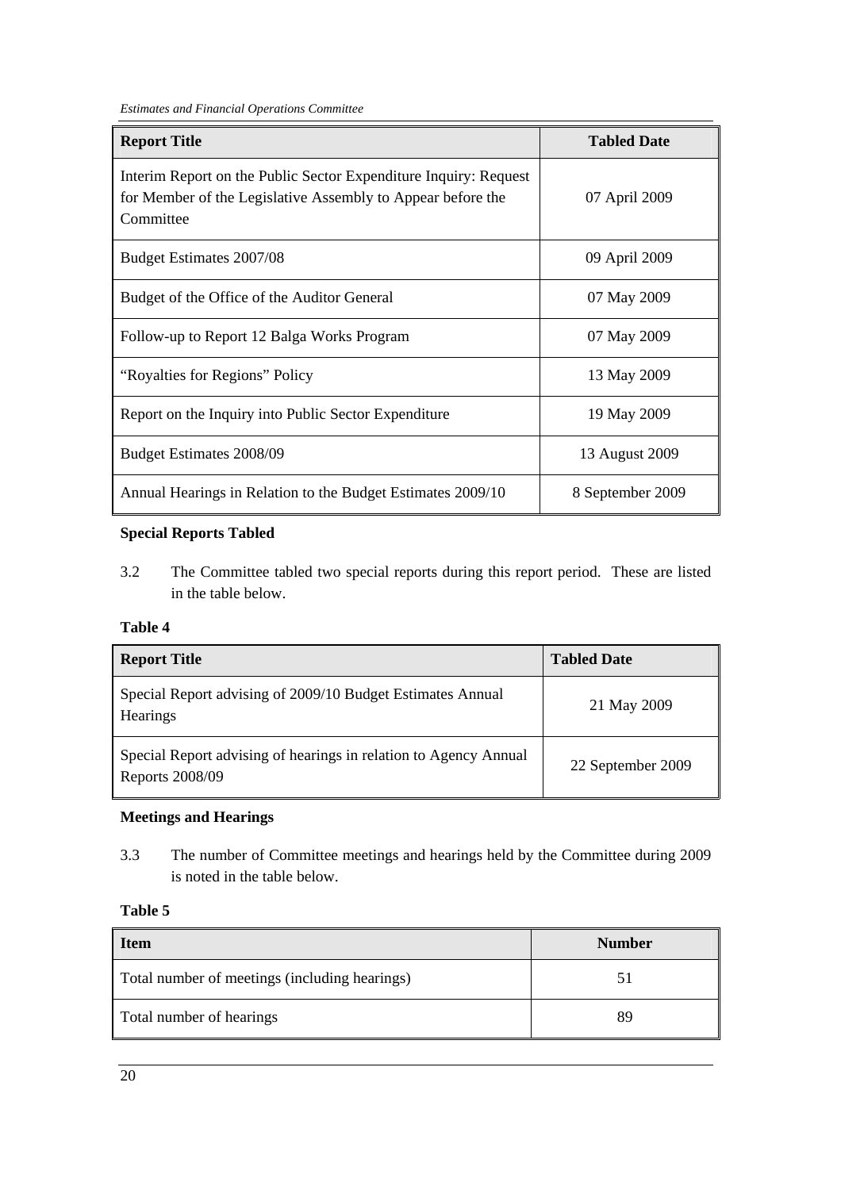| Report Title | Tabled Date |
|---|---|
| Interim Report on the Public Sector Expenditure Inquiry: Request for Member of the Legislative Assembly to Appear before the Committee | 07 April 2009 |
| Budget Estimates 2007/08 | 09 April 2009 |
| Budget of the Office of the Auditor General | 07 May 2009 |
| Follow-up to Report 12 Balga Works Program | 07 May 2009 |
| "Royalties for Regions" Policy | 13 May 2009 |
| Report on the Inquiry into Public Sector Expenditure | 19 May 2009 |
| Budget Estimates 2008/09 | 13 August 2009 |
| Annual Hearings in Relation to the Budget Estimates 2009/10 | 8 September 2009 |

**Special Reports Tabled**

3.2 The Committee tabled two special reports during this report period. These are listed in the table below.

**Table 4**

| Report Title | Tabled Date |
|---|---|
| Special Report advising of 2009/10 Budget Estimates Annual Hearings | 21 May 2009 |
| Special Report advising of hearings in relation to Agency Annual Reports 2008/09 | 22 September 2009 |

**Meetings and Hearings**

3.3 The number of Committee meetings and hearings held by the Committee during 2009 is noted in the table below.

**Table 5**

| Item | Number |
|---|---|
| Total number of meetings (including hearings) | 51 |
| Total number of hearings | 89 |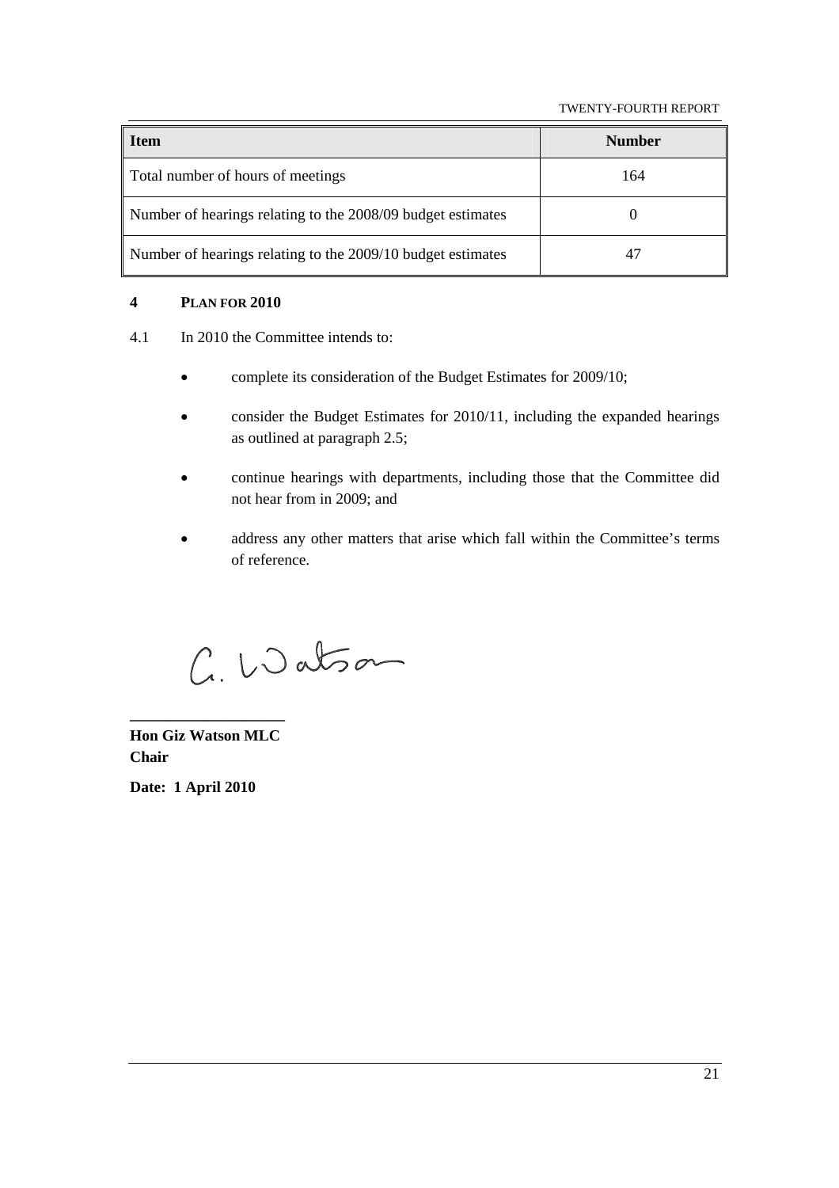| Item | Number |
|---|---|
| Total number of hours of meetings | 164 |
| Number of hearings relating to the 2008/09 budget estimates | 0 |
| Number of hearings relating to the 2009/10 budget estimates | 47 |

## 4 PLAN FOR 2010

4.1 In 2010 the Committee intends to:

- complete its consideration of the Budget Estimates for 2009/10;
- consider the Budget Estimates for 2010/11, including the expanded hearings as outlined at paragraph 2.5;
- continue hearings with departments, including those that the Committee did not hear from in 2009; and
- address any other matters that arise which fall within the Committee's terms of reference.

G. Watson

**Hon Giz Watson MLC**
**Chair**

**Date: 1 April 2010**